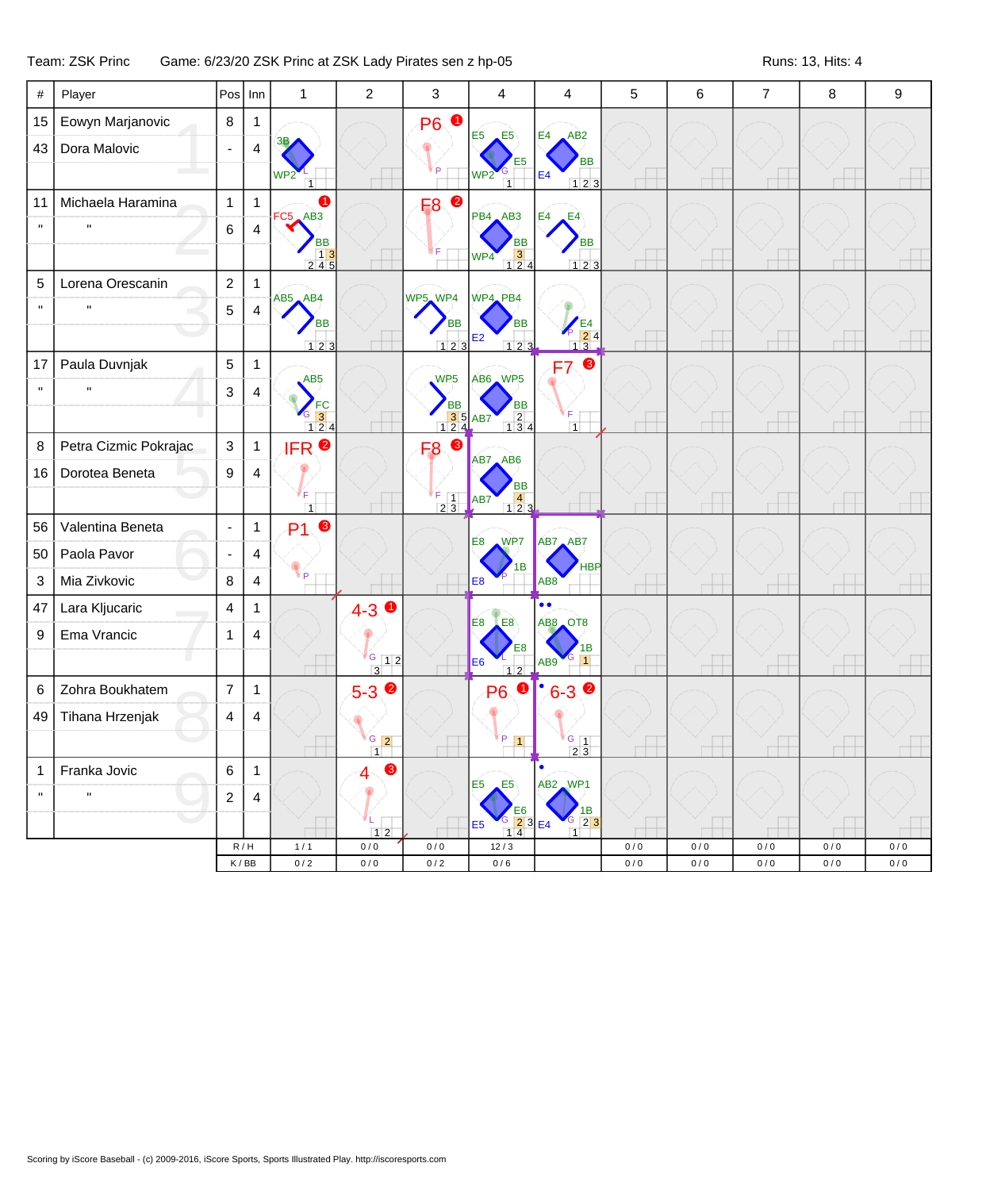Team: ZSK Princ Game: 6/23/20 ZSK Princ at ZSK Lady Pirates sen z hp-05 Runs: 13, Hits: 4

| # | Player | Pos | Inn | 1 | 2 | 3 | 4 | 4 | 5 | 6 | 7 | 8 | 9 |
|---|---|---|---|---|---|---|---|---|---|---|---|---|---|
| 15 | Eowyn Marjanovic | 8 | 1 | 3B, WP2, L, 1 | | P6 ❶, P | E5, E5, E5, WP2, G, 1 | E4, AB2, BB, E4, 1 2 3 | | | | | |
| 43 | Dora Malovic | - | 4 | | | | | | | | | | |
| 11 | Michaela Haramina | 1 | 1 | ❶ FC5, AB3, BB, 1 3, 2 4 5 | | F8 ❷, F | PB4, AB3, BB, WP4, 3, 1 2 4 | E4, E4, BB, 1 2 3 | | | | | |
| " | " | 6 | 4 | | | | | | | | | | |
| 5 | Lorena Orescanin | 2 | 1 | AB5, AB4, BB, 1 2 3 | | WP5, WP4, BB, 1 2 3 | WP4, PB4, BB, E2, 1 2 3 | P, E4, 2 4, 1 3 | | | | | |
| " | " | 5 | 4 | | | | | | | | | | |
| 17 | Paula Duvnjak | 5 | 1 | AB5, FC, G, 3, 1 2 4 | | WP5, BB, 3 5, 1 2 4 | AB6, WP5, BB, AB7, 2, 1 3 4 | F7 ❸, F, 1 | | | | | |
| " | " | 3 | 4 | | | | | | | | | | |
| 8 | Petra Cizmic Pokrajac | 3 | 1 | IFR ❷, F, 1 | | F8 ❸, F, 1, 2 3 | AB7, AB6, BB, AB7, 4, 1 2 3 | | | | | | |
| 16 | Dorotea Beneta | 9 | 4 | | | | | | | | | | |
| 56 | Valentina Beneta | - | 1 | P1 ❸, P | | | E8, WP7, 1B, E8, P | AB7, AB7, HBP, AB8 | | | | | |
| 50 | Paola Pavor | - | 4 | | | | | | | | | | |
| 3 | Mia Zivkovic | 8 | 4 | | | | | | | | | | |
| 47 | Lara Kljucaric | 4 | 1 | | 4-3 ❶, G, 1 2, 3 | | E8, E8, E8, E6, L, 1 2 | AB8, OT8, 1B, AB9, G, 1 | | | | | |
| 9 | Ema Vrancic | 1 | 4 | | | | | | | | | | |
| 6 | Zohra Boukhatem | 7 | 1 | | 5-3 ❷, G, 2, 1 | | P6 ❶, P, 1 | 6-3 ❷, G, 1, 2 3 | | | | | |
| 49 | Tihana Hrzenjak | 4 | 4 | | | | | | | | | | |
| 1 | Franka Jovic | 6 | 1 | | 4 ❸, L, 1 2 | | E5, E5, E6, E5, G, 2 3, 1 4 | AB2, WP1, 1B, E4, G, 2 3, 1 | | | | | |
| " | " | 2 | 4 | | | | | | | | | | |
| | | | R / H | 1 / 1 | 0 / 0 | 0 / 0 | 12 / 3 | | 0 / 0 | 0 / 0 | 0 / 0 | 0 / 0 | 0 / 0 |
| | | | K / BB | 0 / 2 | 0 / 0 | 0 / 2 | 0 / 6 | | 0 / 0 | 0 / 0 | 0 / 0 | 0 / 0 | 0 / 0 |

Scoring by iScore Baseball - (c) 2009-2016, iScore Sports, Sports Illustrated Play. http://iscoresports.com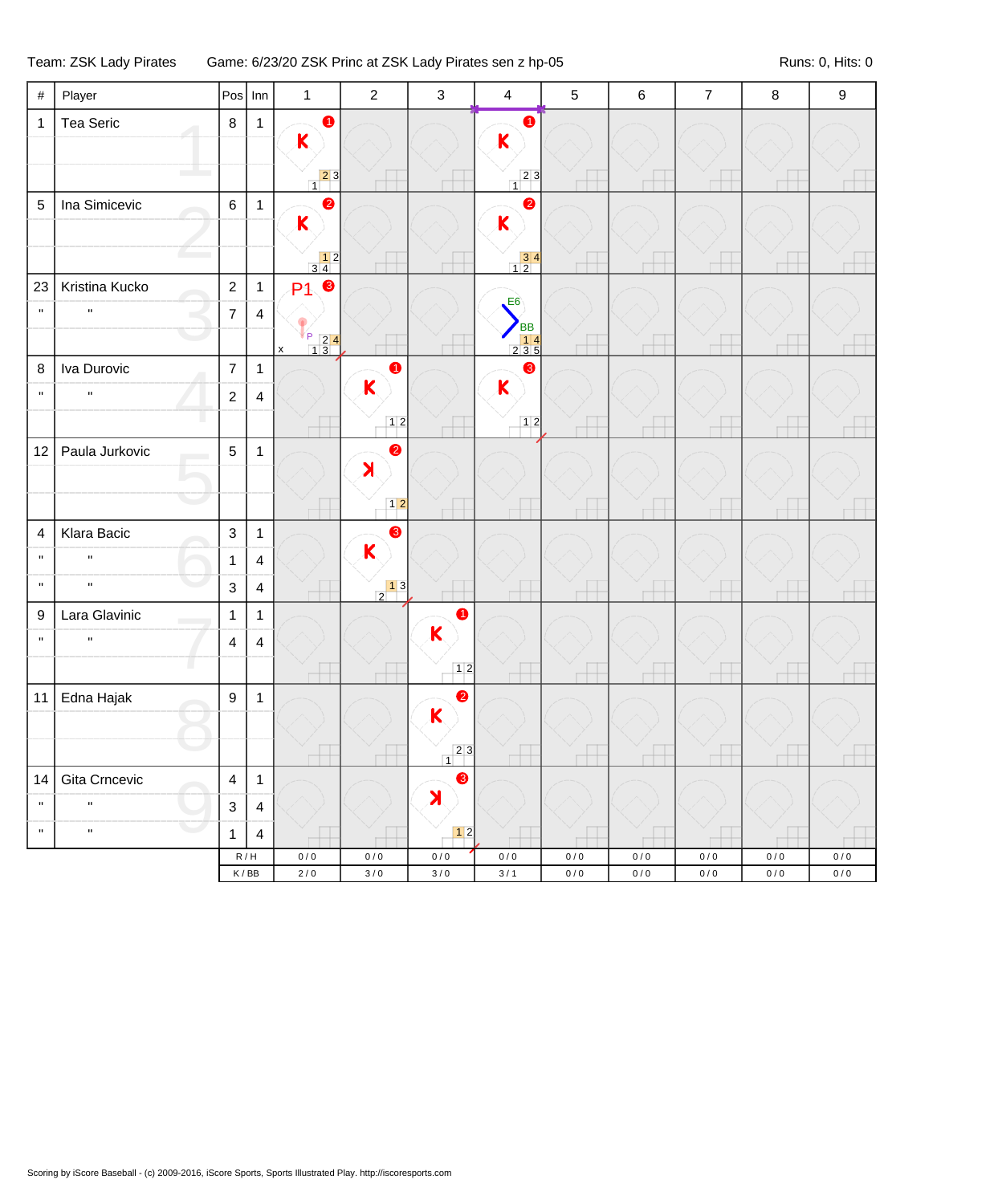Team: ZSK Lady Pirates Game: 6/23/20 ZSK Princ at ZSK Lady Pirates sen z hp-05 Runs: 0, Hits: 0

| # | Player | Pos | Inn | 1 | 2 | 3 | 4 | 5 | 6 | 7 | 8 | 9 |
|---|---|---|---|---|---|---|---|---|---|---|---|---|
| 1 | Tea Seric | 8 | 1 | K (1) |  |  | K (1) |  |  |  |  |  |
| 5 | Ina Simicevic | 6 | 1 | K (2) |  |  | K (2) |  |  |  |  |  |
| 23 | Kristina Kucko | 2 | 1 | P1 (3) |  |  | E6 BB |  |  |  |  |  |
| " | " | 7 | 4 |  |  |  |  |  |  |  |  |  |
| 8 | Iva Durovic | 7 | 1 |  | K (1) |  | K (3) |  |  |  |  |  |
| " | " | 2 | 4 |  |  |  |  |  |  |  |  |  |
| 12 | Paula Jurkovic | 5 | 1 |  | ꓘ (2) |  |  |  |  |  |  |  |
| 4 | Klara Bacic | 3 | 1 |  | K (3) |  |  |  |  |  |  |  |
| " | " | 1 | 4 |  |  |  |  |  |  |  |  |  |
| " | " | 3 | 4 |  |  |  |  |  |  |  |  |  |
| 9 | Lara Glavinic | 1 | 1 |  |  | K (1) |  |  |  |  |  |  |
| " | " | 4 | 4 |  |  |  |  |  |  |  |  |  |
| 11 | Edna Hajak | 9 | 1 |  |  | K (2) |  |  |  |  |  |  |
| 14 | Gita Crncevic | 4 | 1 |  |  | ꓘ (3) |  |  |  |  |  |  |
| " | " | 3 | 4 |  |  |  |  |  |  |  |  |  |
| " | " | 1 | 4 |  |  |  |  |  |  |  |  |  |
|  |  | R / H |  | 0 / 0 | 0 / 0 | 0 / 0 | 0 / 0 | 0 / 0 | 0 / 0 | 0 / 0 | 0 / 0 | 0 / 0 |
|  |  | K / BB |  | 2 / 0 | 3 / 0 | 3 / 0 | 3 / 1 | 0 / 0 | 0 / 0 | 0 / 0 | 0 / 0 | 0 / 0 |

Scoring by iScore Baseball - (c) 2009-2016, iScore Sports, Sports Illustrated Play. http://iscoresports.com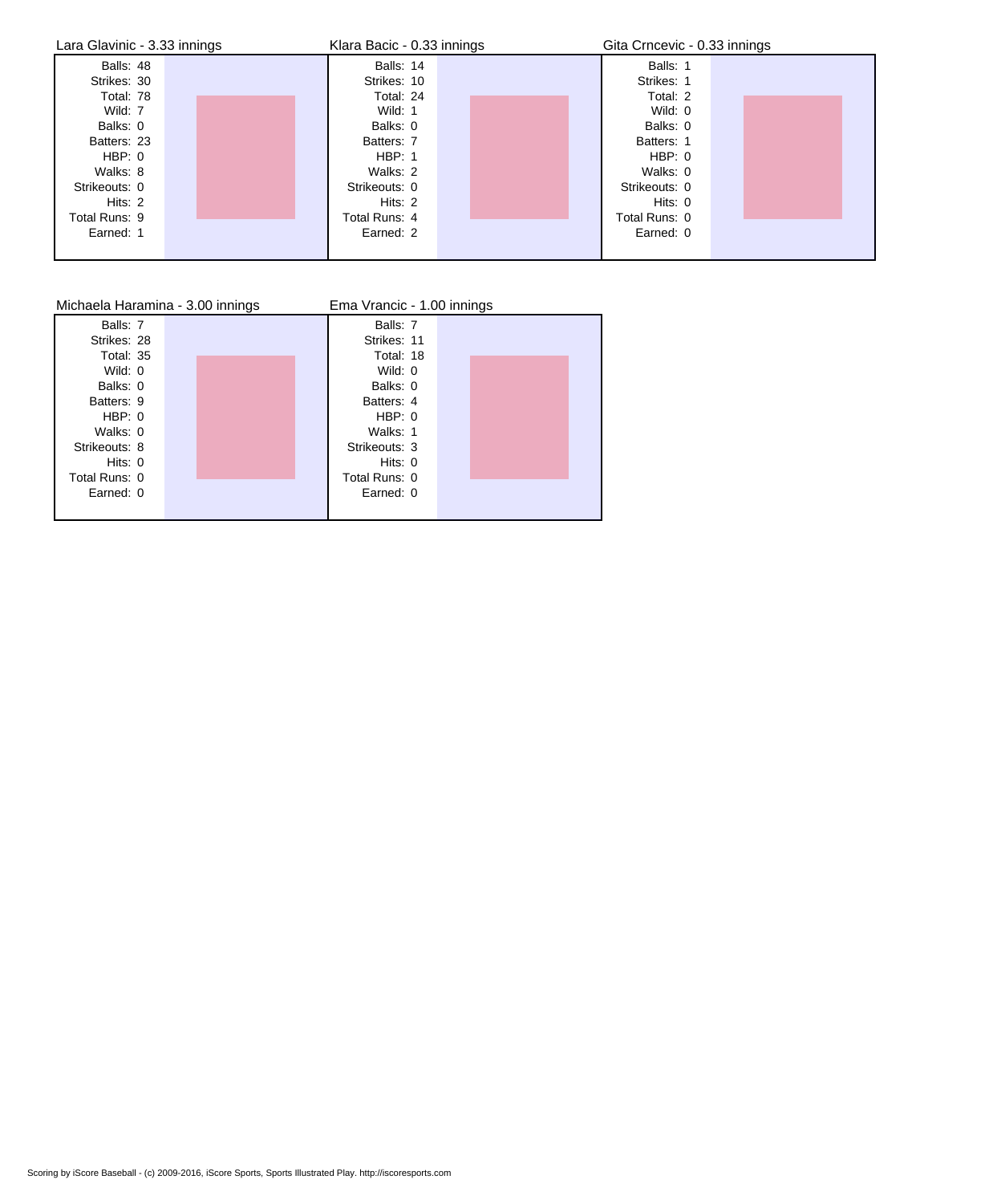### Lara Glavinic - 3.33 innings

Balls: 48
Strikes: 30
Total: 78
Wild: 7
Balks: 0
Batters: 23
HBP: 0
Walks: 8
Strikeouts: 0
Hits: 2
Total Runs: 9
Earned: 1

### Klara Bacic - 0.33 innings

Balls: 14
Strikes: 10
Total: 24
Wild: 1
Balks: 0
Batters: 7
HBP: 1
Walks: 2
Strikeouts: 0
Hits: 2
Total Runs: 4
Earned: 2

### Gita Crncevic - 0.33 innings

Balls: 1
Strikes: 1
Total: 2
Wild: 0
Balks: 0
Batters: 1
HBP: 0
Walks: 0
Strikeouts: 0
Hits: 0
Total Runs: 0
Earned: 0

### Michaela Haramina - 3.00 innings

Balls: 7
Strikes: 28
Total: 35
Wild: 0
Balks: 0
Batters: 9
HBP: 0
Walks: 0
Strikeouts: 8
Hits: 0
Total Runs: 0
Earned: 0

### Ema Vrancic - 1.00 innings

Balls: 7
Strikes: 11
Total: 18
Wild: 0
Balks: 0
Batters: 4
HBP: 0
Walks: 1
Strikeouts: 3
Hits: 0
Total Runs: 0
Earned: 0

Scoring by iScore Baseball - (c) 2009-2016, iScore Sports, Sports Illustrated Play. http://iscoresports.com